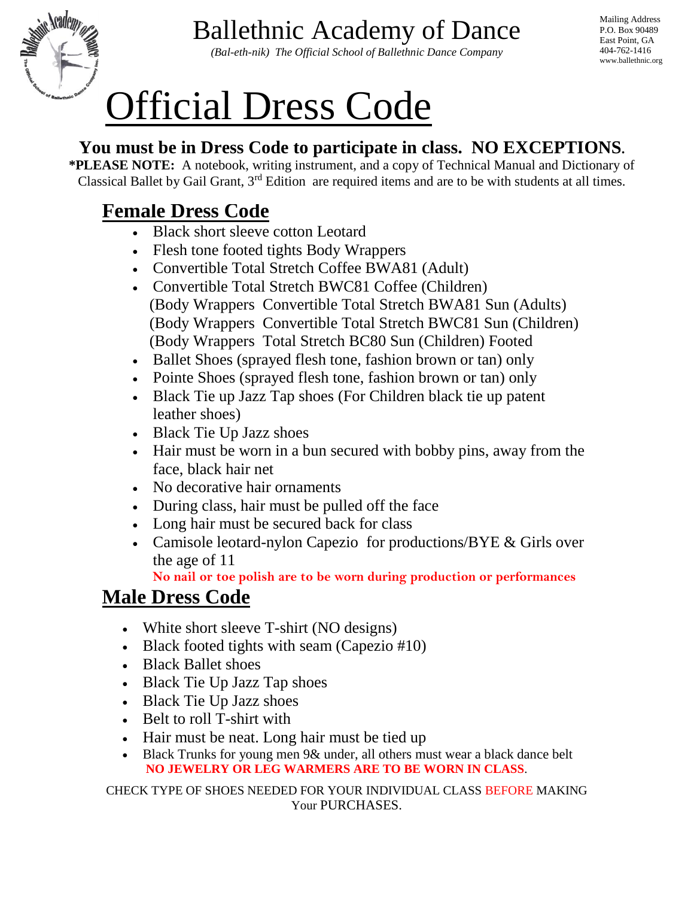# Ballethnic Academy of Dance

*(Bal-eth-nik) The Official School of Ballethnic Dance Company*

Mailing Address
P.O. Box 90489
East Point, GA
404-762-1416
www.ballethnic.org

# Official Dress Code

**You must be in Dress Code to participate in class. NO EXCEPTIONS.**

***PLEASE NOTE:** A notebook, writing instrument, and a copy of Technical Manual and Dictionary of Classical Ballet by Gail Grant, 3rd Edition are required items and are to be with students at all times.

## Female Dress Code

- Black short sleeve cotton Leotard
- Flesh tone footed tights Body Wrappers
- Convertible Total Stretch Coffee BWA81 (Adult)
- Convertible Total Stretch BWC81 Coffee (Children)
  (Body Wrappers Convertible Total Stretch BWA81 Sun (Adults)
  (Body Wrappers Convertible Total Stretch BWC81 Sun (Children)
  (Body Wrappers Total Stretch BC80 Sun (Children) Footed
- Ballet Shoes (sprayed flesh tone, fashion brown or tan) only
- Pointe Shoes (sprayed flesh tone, fashion brown or tan) only
- Black Tie up Jazz Tap shoes (For Children black tie up patent leather shoes)
- Black Tie Up Jazz shoes
- Hair must be worn in a bun secured with bobby pins, away from the face, black hair net
- No decorative hair ornaments
- During class, hair must be pulled off the face
- Long hair must be secured back for class
- Camisole leotard-nylon Capezio for productions/BYE & Girls over the age of 11

**No nail or toe polish are to be worn during production or performances**

## Male Dress Code

- White short sleeve T-shirt (NO designs)
- Black footed tights with seam (Capezio #10)
- Black Ballet shoes
- Black Tie Up Jazz Tap shoes
- Black Tie Up Jazz shoes
- Belt to roll T-shirt with
- Hair must be neat. Long hair must be tied up
- Black Trunks for young men 9& under, all others must wear a black dance belt

**NO JEWELRY OR LEG WARMERS ARE TO BE WORN IN CLASS**.

CHECK TYPE OF SHOES NEEDED FOR YOUR INDIVIDUAL CLASS BEFORE MAKING Your PURCHASES.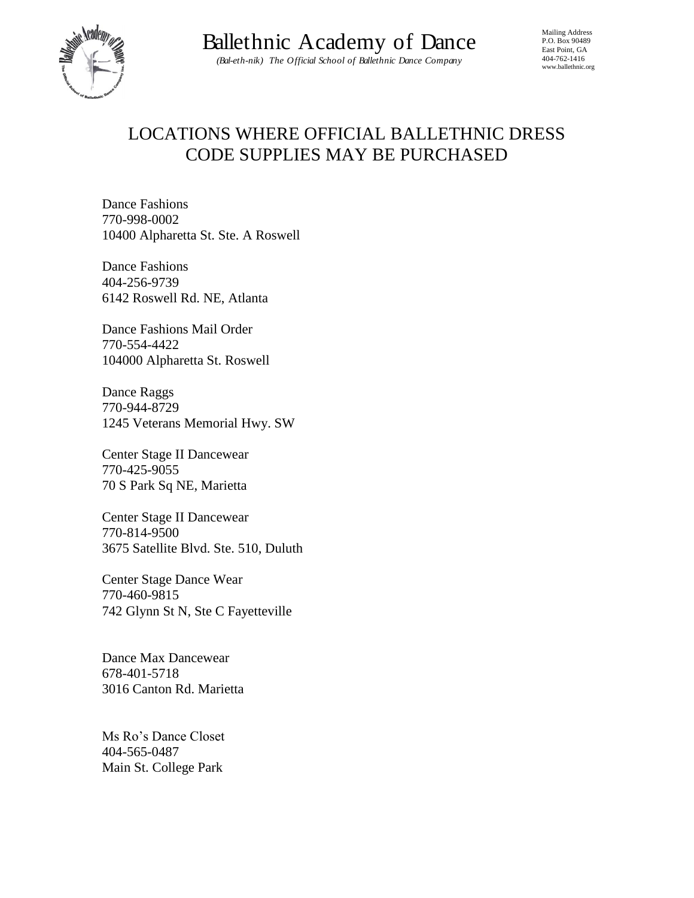# Ballethnic Academy of Dance

*(Bal-eth-nik) The Official School of Ballethnic Dance Company*

Mailing Address
P.O. Box 90489
East Point, GA
404-762-1416
www.ballethnic.org

## LOCATIONS WHERE OFFICIAL BALLETHNIC DRESS CODE SUPPLIES MAY BE PURCHASED

Dance Fashions
770-998-0002
10400 Alpharetta St. Ste. A Roswell

Dance Fashions
404-256-9739
6142 Roswell Rd. NE, Atlanta

Dance Fashions Mail Order
770-554-4422
104000 Alpharetta St. Roswell

Dance Raggs
770-944-8729
1245 Veterans Memorial Hwy. SW

Center Stage II Dancewear
770-425-9055
70 S Park Sq NE, Marietta

Center Stage II Dancewear
770-814-9500
3675 Satellite Blvd. Ste. 510, Duluth

Center Stage Dance Wear
770-460-9815
742 Glynn St N, Ste C Fayetteville

Dance Max Dancewear
678-401-5718
3016 Canton Rd. Marietta

Ms Ro's Dance Closet
404-565-0487
Main St. College Park